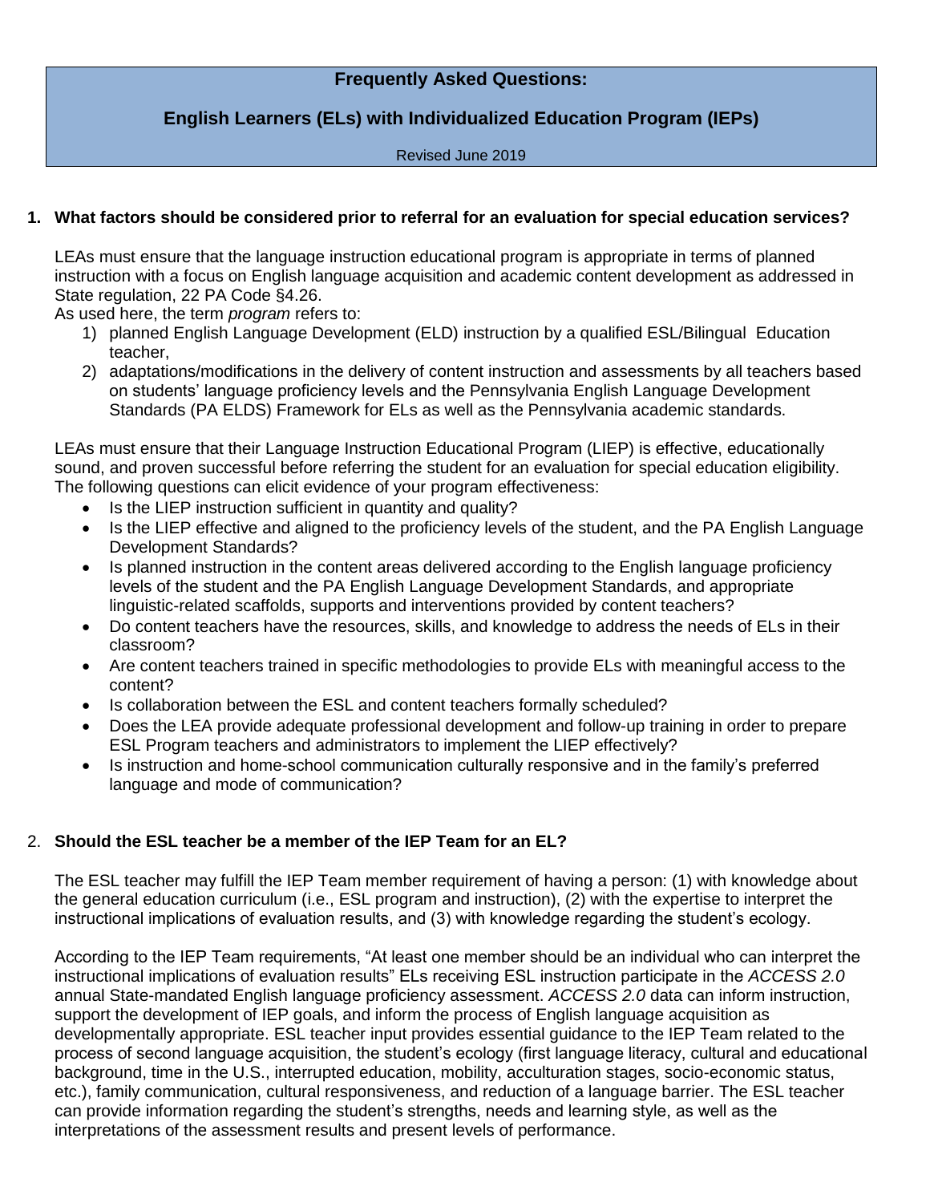# Frequently Asked Questions:

## English Learners (ELs) with Individualized Education Program (IEPs)

Revised June 2019

**1. What factors should be considered prior to referral for an evaluation for special education services?**

LEAs must ensure that the language instruction educational program is appropriate in terms of planned instruction with a focus on English language acquisition and academic content development as addressed in State regulation, 22 PA Code §4.26.

As used here, the term *program* refers to:

1) planned English Language Development (ELD) instruction by a qualified ESL/Bilingual Education teacher,
2) adaptations/modifications in the delivery of content instruction and assessments by all teachers based on students' language proficiency levels and the Pennsylvania English Language Development Standards (PA ELDS) Framework for ELs as well as the Pennsylvania academic standards.

LEAs must ensure that their Language Instruction Educational Program (LIEP) is effective, educationally sound, and proven successful before referring the student for an evaluation for special education eligibility. The following questions can elicit evidence of your program effectiveness:

- Is the LIEP instruction sufficient in quantity and quality?
- Is the LIEP effective and aligned to the proficiency levels of the student, and the PA English Language Development Standards?
- Is planned instruction in the content areas delivered according to the English language proficiency levels of the student and the PA English Language Development Standards, and appropriate linguistic-related scaffolds, supports and interventions provided by content teachers?
- Do content teachers have the resources, skills, and knowledge to address the needs of ELs in their classroom?
- Are content teachers trained in specific methodologies to provide ELs with meaningful access to the content?
- Is collaboration between the ESL and content teachers formally scheduled?
- Does the LEA provide adequate professional development and follow-up training in order to prepare ESL Program teachers and administrators to implement the LIEP effectively?
- Is instruction and home-school communication culturally responsive and in the family's preferred language and mode of communication?

2. **Should the ESL teacher be a member of the IEP Team for an EL?**

The ESL teacher may fulfill the IEP Team member requirement of having a person: (1) with knowledge about the general education curriculum (i.e., ESL program and instruction), (2) with the expertise to interpret the instructional implications of evaluation results, and (3) with knowledge regarding the student's ecology.

According to the IEP Team requirements, "At least one member should be an individual who can interpret the instructional implications of evaluation results" ELs receiving ESL instruction participate in the *ACCESS 2.0* annual State-mandated English language proficiency assessment. *ACCESS 2.0* data can inform instruction, support the development of IEP goals, and inform the process of English language acquisition as developmentally appropriate. ESL teacher input provides essential guidance to the IEP Team related to the process of second language acquisition, the student's ecology (first language literacy, cultural and educational background, time in the U.S., interrupted education, mobility, acculturation stages, socio-economic status, etc.), family communication, cultural responsiveness, and reduction of a language barrier. The ESL teacher can provide information regarding the student's strengths, needs and learning style, as well as the interpretations of the assessment results and present levels of performance.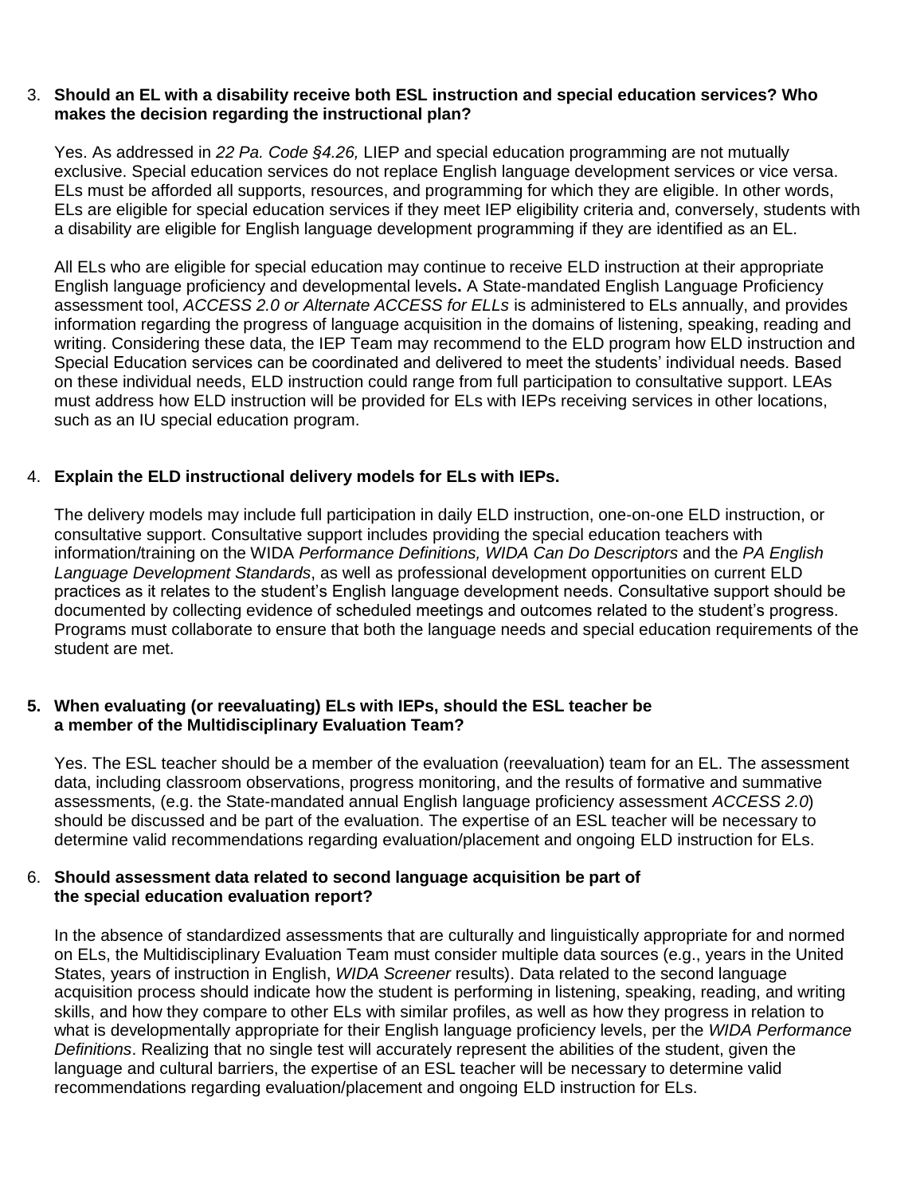3. **Should an EL with a disability receive both ESL instruction and special education services? Who makes the decision regarding the instructional plan?**

   Yes. As addressed in *22 Pa. Code §4.26,* LIEP and special education programming are not mutually exclusive. Special education services do not replace English language development services or vice versa. ELs must be afforded all supports, resources, and programming for which they are eligible. In other words, ELs are eligible for special education services if they meet IEP eligibility criteria and, conversely, students with a disability are eligible for English language development programming if they are identified as an EL.

   All ELs who are eligible for special education may continue to receive ELD instruction at their appropriate English language proficiency and developmental levels**.** A State-mandated English Language Proficiency assessment tool, *ACCESS 2.0 or Alternate ACCESS for ELLs* is administered to ELs annually, and provides information regarding the progress of language acquisition in the domains of listening, speaking, reading and writing. Considering these data, the IEP Team may recommend to the ELD program how ELD instruction and Special Education services can be coordinated and delivered to meet the students' individual needs. Based on these individual needs, ELD instruction could range from full participation to consultative support. LEAs must address how ELD instruction will be provided for ELs with IEPs receiving services in other locations, such as an IU special education program.

4. **Explain the ELD instructional delivery models for ELs with IEPs.**

   The delivery models may include full participation in daily ELD instruction, one-on-one ELD instruction, or consultative support. Consultative support includes providing the special education teachers with information/training on the WIDA *Performance Definitions, WIDA Can Do Descriptors* and the *PA English Language Development Standards*, as well as professional development opportunities on current ELD practices as it relates to the student's English language development needs. Consultative support should be documented by collecting evidence of scheduled meetings and outcomes related to the student's progress. Programs must collaborate to ensure that both the language needs and special education requirements of the student are met.

5. **When evaluating (or reevaluating) ELs with IEPs, should the ESL teacher be a member of the Multidisciplinary Evaluation Team?**

   Yes. The ESL teacher should be a member of the evaluation (reevaluation) team for an EL. The assessment data, including classroom observations, progress monitoring, and the results of formative and summative assessments, (e.g. the State-mandated annual English language proficiency assessment *ACCESS 2.0*) should be discussed and be part of the evaluation. The expertise of an ESL teacher will be necessary to determine valid recommendations regarding evaluation/placement and ongoing ELD instruction for ELs.

6. **Should assessment data related to second language acquisition be part of the special education evaluation report?**

   In the absence of standardized assessments that are culturally and linguistically appropriate for and normed on ELs, the Multidisciplinary Evaluation Team must consider multiple data sources (e.g., years in the United States, years of instruction in English, *WIDA Screener* results). Data related to the second language acquisition process should indicate how the student is performing in listening, speaking, reading, and writing skills, and how they compare to other ELs with similar profiles, as well as how they progress in relation to what is developmentally appropriate for their English language proficiency levels, per the *WIDA Performance Definitions*. Realizing that no single test will accurately represent the abilities of the student, given the language and cultural barriers, the expertise of an ESL teacher will be necessary to determine valid recommendations regarding evaluation/placement and ongoing ELD instruction for ELs.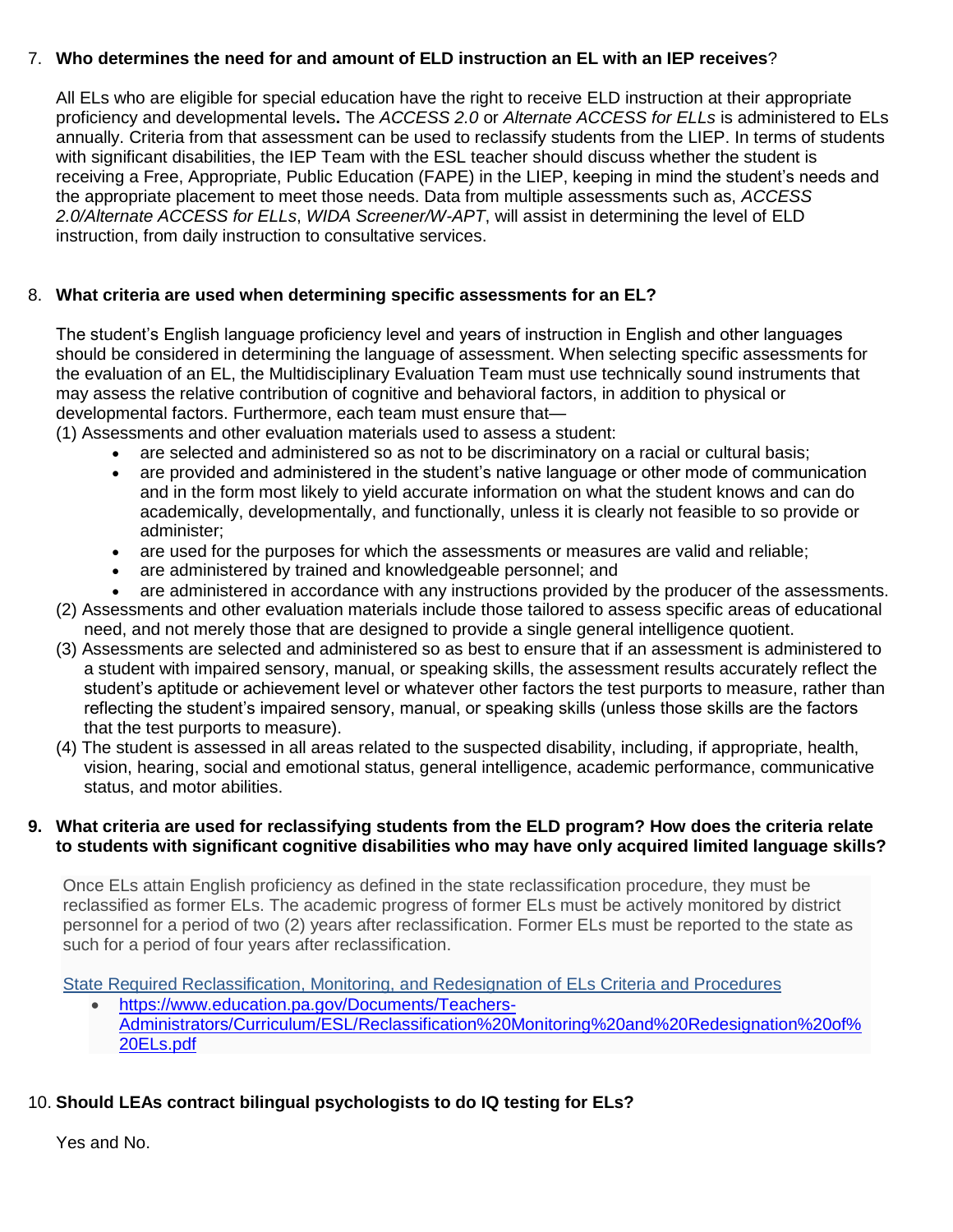7. **Who determines the need for and amount of ELD instruction an EL with an IEP receives**?

   All ELs who are eligible for special education have the right to receive ELD instruction at their appropriate proficiency and developmental levels**.** The *ACCESS 2.0* or *Alternate ACCESS for ELLs* is administered to ELs annually. Criteria from that assessment can be used to reclassify students from the LIEP. In terms of students with significant disabilities, the IEP Team with the ESL teacher should discuss whether the student is receiving a Free, Appropriate, Public Education (FAPE) in the LIEP, keeping in mind the student's needs and the appropriate placement to meet those needs. Data from multiple assessments such as, *ACCESS 2.0/Alternate ACCESS for ELLs*, *WIDA Screener/W-APT*, will assist in determining the level of ELD instruction, from daily instruction to consultative services.

8. **What criteria are used when determining specific assessments for an EL?**

   The student's English language proficiency level and years of instruction in English and other languages should be considered in determining the language of assessment. When selecting specific assessments for the evaluation of an EL, the Multidisciplinary Evaluation Team must use technically sound instruments that may assess the relative contribution of cognitive and behavioral factors, in addition to physical or developmental factors. Furthermore, each team must ensure that—

   (1) Assessments and other evaluation materials used to assess a student:
   - are selected and administered so as not to be discriminatory on a racial or cultural basis;
   - are provided and administered in the student's native language or other mode of communication and in the form most likely to yield accurate information on what the student knows and can do academically, developmentally, and functionally, unless it is clearly not feasible to so provide or administer;
   - are used for the purposes for which the assessments or measures are valid and reliable;
   - are administered by trained and knowledgeable personnel; and
   - are administered in accordance with any instructions provided by the producer of the assessments.

   (2) Assessments and other evaluation materials include those tailored to assess specific areas of educational need, and not merely those that are designed to provide a single general intelligence quotient.

   (3) Assessments are selected and administered so as best to ensure that if an assessment is administered to a student with impaired sensory, manual, or speaking skills, the assessment results accurately reflect the student's aptitude or achievement level or whatever other factors the test purports to measure, rather than reflecting the student's impaired sensory, manual, or speaking skills (unless those skills are the factors that the test purports to measure).

   (4) The student is assessed in all areas related to the suspected disability, including, if appropriate, health, vision, hearing, social and emotional status, general intelligence, academic performance, communicative status, and motor abilities.

9. **What criteria are used for reclassifying students from the ELD program? How does the criteria relate to students with significant cognitive disabilities who may have only acquired limited language skills?**

   Once ELs attain English proficiency as defined in the state reclassification procedure, they must be reclassified as former ELs. The academic progress of former ELs must be actively monitored by district personnel for a period of two (2) years after reclassification. Former ELs must be reported to the state as such for a period of four years after reclassification.

   [State Required Reclassification, Monitoring, and Redesignation of ELs Criteria and Procedures](https://www.education.pa.gov/Documents/Teachers-Administrators/Curriculum/ESL/Reclassification%20Monitoring%20and%20Redesignation%20of%20ELs.pdf)
   - https://www.education.pa.gov/Documents/Teachers-Administrators/Curriculum/ESL/Reclassification%20Monitoring%20and%20Redesignation%20of%20ELs.pdf

10. **Should LEAs contract bilingual psychologists to do IQ testing for ELs?**

    Yes and No.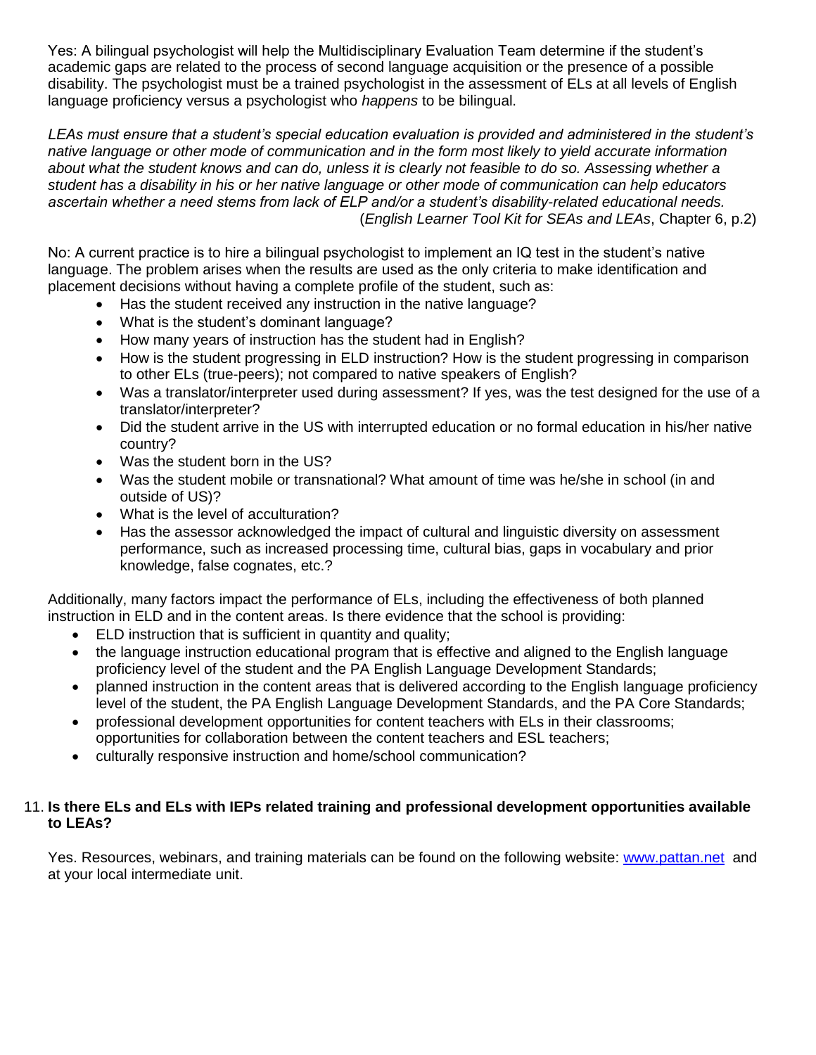Yes: A bilingual psychologist will help the Multidisciplinary Evaluation Team determine if the student's academic gaps are related to the process of second language acquisition or the presence of a possible disability. The psychologist must be a trained psychologist in the assessment of ELs at all levels of English language proficiency versus a psychologist who *happens* to be bilingual.

*LEAs must ensure that a student's special education evaluation is provided and administered in the student's native language or other mode of communication and in the form most likely to yield accurate information about what the student knows and can do, unless it is clearly not feasible to do so. Assessing whether a student has a disability in his or her native language or other mode of communication can help educators ascertain whether a need stems from lack of ELP and/or a student's disability-related educational needs.* (*English Learner Tool Kit for SEAs and LEAs*, Chapter 6, p.2)

No: A current practice is to hire a bilingual psychologist to implement an IQ test in the student's native language. The problem arises when the results are used as the only criteria to make identification and placement decisions without having a complete profile of the student, such as:

- Has the student received any instruction in the native language?
- What is the student's dominant language?
- How many years of instruction has the student had in English?
- How is the student progressing in ELD instruction? How is the student progressing in comparison to other ELs (true-peers); not compared to native speakers of English?
- Was a translator/interpreter used during assessment? If yes, was the test designed for the use of a translator/interpreter?
- Did the student arrive in the US with interrupted education or no formal education in his/her native country?
- Was the student born in the US?
- Was the student mobile or transnational? What amount of time was he/she in school (in and outside of US)?
- What is the level of acculturation?
- Has the assessor acknowledged the impact of cultural and linguistic diversity on assessment performance, such as increased processing time, cultural bias, gaps in vocabulary and prior knowledge, false cognates, etc.?

Additionally, many factors impact the performance of ELs, including the effectiveness of both planned instruction in ELD and in the content areas. Is there evidence that the school is providing:

- ELD instruction that is sufficient in quantity and quality;
- the language instruction educational program that is effective and aligned to the English language proficiency level of the student and the PA English Language Development Standards;
- planned instruction in the content areas that is delivered according to the English language proficiency level of the student, the PA English Language Development Standards, and the PA Core Standards;
- professional development opportunities for content teachers with ELs in their classrooms; opportunities for collaboration between the content teachers and ESL teachers;
- culturally responsive instruction and home/school communication?

11. **Is there ELs and ELs with IEPs related training and professional development opportunities available to LEAs?**

Yes. Resources, webinars, and training materials can be found on the following website: www.pattan.net and at your local intermediate unit.